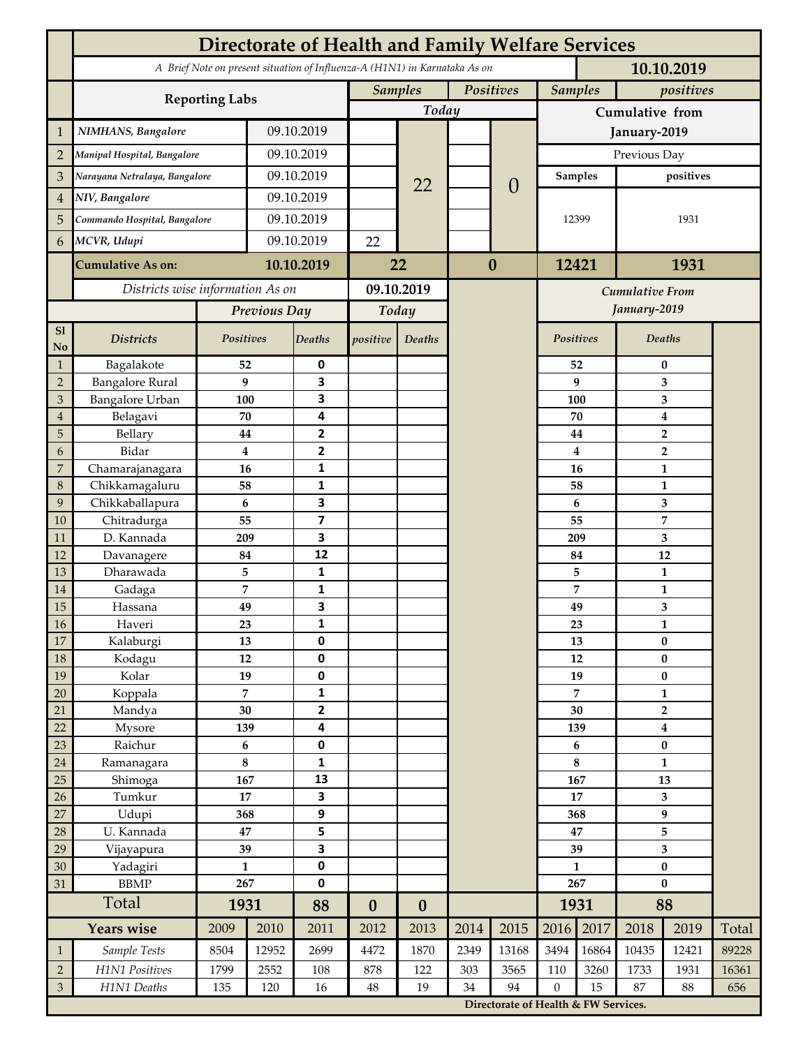# Directorate of Health and Family Welfare Services

A Brief Note on present situation of Influenza-A (H1N1) in Karnataka As on **10.10.2019**

| | Reporting Labs | | Samples Today | | Positives Today | | Samples (Cumulative from January-2019, Previous Day) | positives (Cumulative from January-2019, Previous Day) |
|---|---|---|---|---|---|---|---|---|
| 1 | NIMHANS, Bangalore | 09.10.2019 | | 22 | | 0 | 12399 | 1931 |
| 2 | Manipal Hospital, Bangalore | 09.10.2019 | | | | | | |
| 3 | Narayana Netralaya, Bangalore | 09.10.2019 | | | | | | |
| 4 | NIV, Bangalore | 09.10.2019 | | | | | | |
| 5 | Commando Hospital, Bangalore | 09.10.2019 | | | | | | |
| 6 | MCVR, Udupi | 09.10.2019 | 22 | | | | | |
| | **Cumulative As on:** | **10.10.2019** | **22** | | **0** | | **12421** | **1931** |

Districts wise information As on **09.10.2019**

| Sl No | Districts | Previous Day Positives | Previous Day Deaths | Today positive | Today Deaths | Cumulative From January-2019 Positives | Cumulative From January-2019 Deaths |
|---|---|---|---|---|---|---|---|
| 1 | Bagalakote | 52 | 0 | | | 52 | 0 |
| 2 | Bangalore Rural | 9 | 3 | | | 9 | 3 |
| 3 | Bangalore Urban | 100 | 3 | | | 100 | 3 |
| 4 | Belagavi | 70 | 4 | | | 70 | 4 |
| 5 | Bellary | 44 | 2 | | | 44 | 2 |
| 6 | Bidar | 4 | 2 | | | 4 | 2 |
| 7 | Chamarajanagara | 16 | 1 | | | 16 | 1 |
| 8 | Chikkamagaluru | 58 | 1 | | | 58 | 1 |
| 9 | Chikkaballapura | 6 | 3 | | | 6 | 3 |
| 10 | Chitradurga | 55 | 7 | | | 55 | 7 |
| 11 | D. Kannada | 209 | 3 | | | 209 | 3 |
| 12 | Davanagere | 84 | 12 | | | 84 | 12 |
| 13 | Dharawada | 5 | 1 | | | 5 | 1 |
| 14 | Gadaga | 7 | 1 | | | 7 | 1 |
| 15 | Hassana | 49 | 3 | | | 49 | 3 |
| 16 | Haveri | 23 | 1 | | | 23 | 1 |
| 17 | Kalaburgi | 13 | 0 | | | 13 | 0 |
| 18 | Kodagu | 12 | 0 | | | 12 | 0 |
| 19 | Kolar | 19 | 0 | | | 19 | 0 |
| 20 | Koppala | 7 | 1 | | | 7 | 1 |
| 21 | Mandya | 30 | 2 | | | 30 | 2 |
| 22 | Mysore | 139 | 4 | | | 139 | 4 |
| 23 | Raichur | 6 | 0 | | | 6 | 0 |
| 24 | Ramanagara | 8 | 1 | | | 8 | 1 |
| 25 | Shimoga | 167 | 13 | | | 167 | 13 |
| 26 | Tumkur | 17 | 3 | | | 17 | 3 |
| 27 | Udupi | 368 | 9 | | | 368 | 9 |
| 28 | U. Kannada | 47 | 5 | | | 47 | 5 |
| 29 | Vijayapura | 39 | 3 | | | 39 | 3 |
| 30 | Yadagiri | 1 | 0 | | | 1 | 0 |
| 31 | BBMP | 267 | 0 | | | 267 | 0 |
| | **Total** | **1931** | **88** | **0** | **0** | **1931** | **88** |

| | Years wise | 2009 | 2010 | 2011 | 2012 | 2013 | 2014 | 2015 | 2016 | 2017 | 2018 | 2019 | Total |
|---|---|---|---|---|---|---|---|---|---|---|---|---|---|
| 1 | Sample Tests | 8504 | 12952 | 2699 | 4472 | 1870 | 2349 | 13168 | 3494 | 16864 | 10435 | 12421 | 89228 |
| 2 | H1N1 Positives | 1799 | 2552 | 108 | 878 | 122 | 303 | 3565 | 110 | 3260 | 1733 | 1931 | 16361 |
| 3 | H1N1 Deaths | 135 | 120 | 16 | 48 | 19 | 34 | 94 | 0 | 15 | 87 | 88 | 656 |

**Directorate of Health & FW Services.**